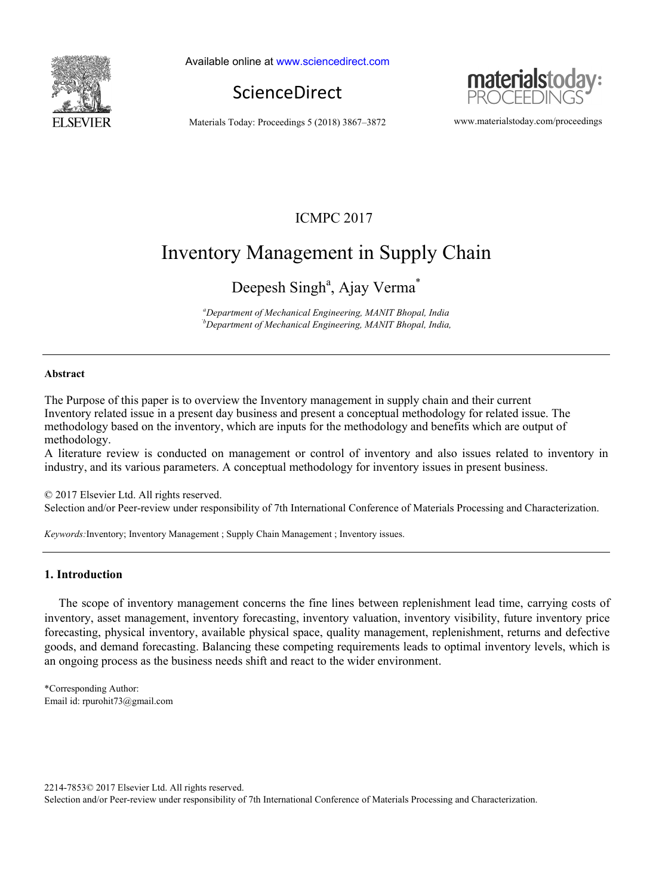ICMPC 2017

# Inventory Management in Supply Chain

Deepesh Singh[a], Ajay Verma[*]

*[a]Department of Mechanical Engineering, MANIT Bhopal, India*
*[b]Department of Mechanical Engineering, MANIT Bhopal, India,*

---

**Abstract**

The Purpose of this paper is to overview the Inventory management in supply chain and their current Inventory related issue in a present day business and present a conceptual methodology for related issue. The methodology based on the inventory, which are inputs for the methodology and benefits which are output of methodology.
A literature review is conducted on management or control of inventory and also issues related to inventory in industry, and its various parameters. A conceptual methodology for inventory issues in present business.

© 2017 Elsevier Ltd. All rights reserved.
Selection and/or Peer-review under responsibility of 7th International Conference of Materials Processing and Characterization.

*Keywords:* Inventory; Inventory Management ; Supply Chain Management ; Inventory issues.

---

## 1. Introduction

The scope of inventory management concerns the fine lines between replenishment lead time, carrying costs of inventory, asset management, inventory forecasting, inventory valuation, inventory visibility, future inventory price forecasting, physical inventory, available physical space, quality management, replenishment, returns and defective goods, and demand forecasting. Balancing these competing requirements leads to optimal inventory levels, which is an ongoing process as the business needs shift and react to the wider environment.

*Corresponding Author:
Email id: rpurohit73@gmail.com

2214-7853© 2017 Elsevier Ltd. All rights reserved.
Selection and/or Peer-review under responsibility of 7th International Conference of Materials Processing and Characterization.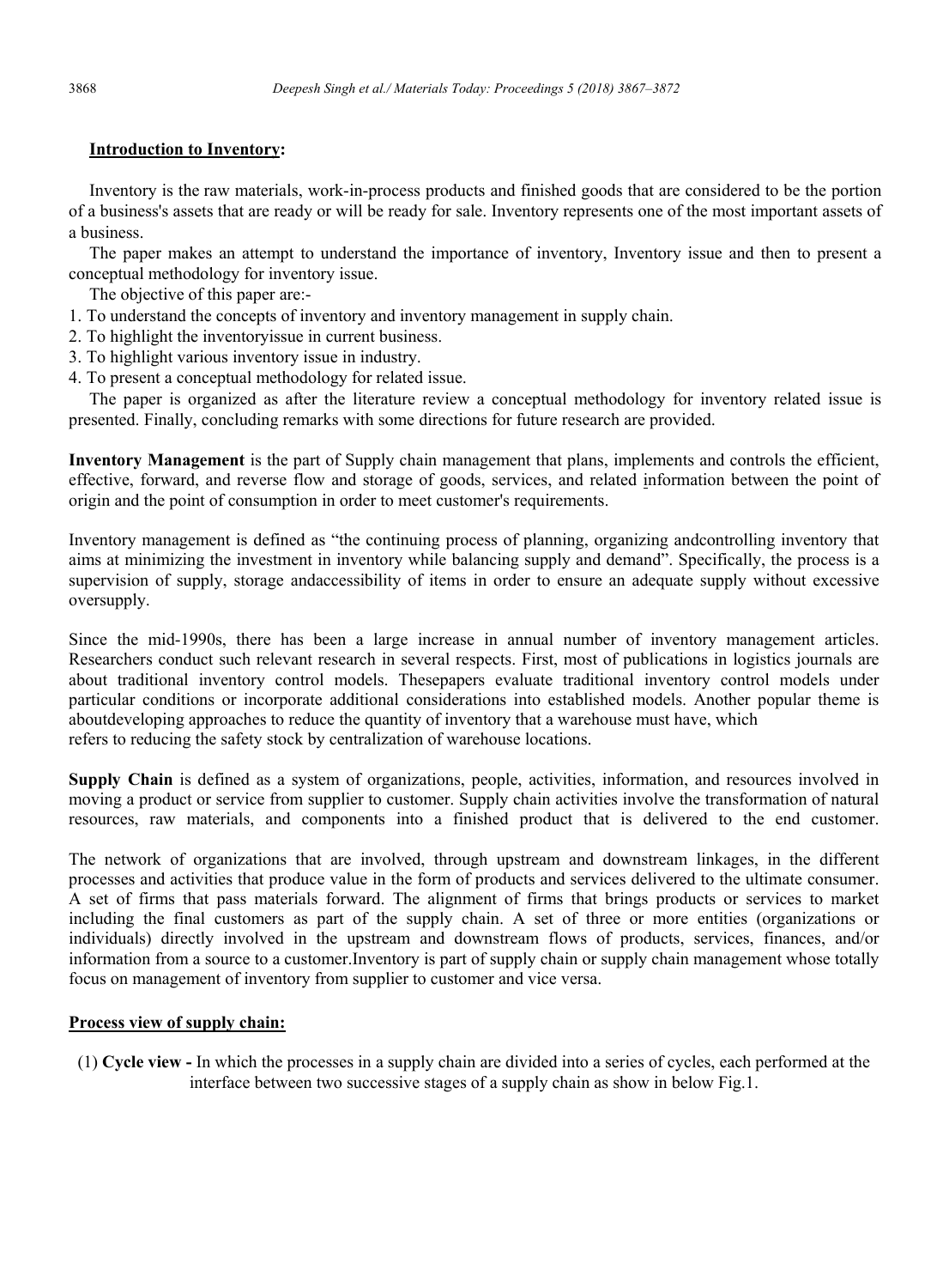**Introduction to Inventory:**

Inventory is the raw materials, work-in-process products and finished goods that are considered to be the portion of a business's assets that are ready or will be ready for sale. Inventory represents one of the most important assets of a business.

The paper makes an attempt to understand the importance of inventory, Inventory issue and then to present a conceptual methodology for inventory issue.

The objective of this paper are:-

1. To understand the concepts of inventory and inventory management in supply chain.
2. To highlight the inventoryissue in current business.
3. To highlight various inventory issue in industry.
4. To present a conceptual methodology for related issue.

The paper is organized as after the literature review a conceptual methodology for inventory related issue is presented. Finally, concluding remarks with some directions for future research are provided.

**Inventory Management** is the part of Supply chain management that plans, implements and controls the efficient, effective, forward, and reverse flow and storage of goods, services, and related information between the point of origin and the point of consumption in order to meet customer's requirements.

Inventory management is defined as "the continuing process of planning, organizing andcontrolling inventory that aims at minimizing the investment in inventory while balancing supply and demand". Specifically, the process is a supervision of supply, storage andaccessibility of items in order to ensure an adequate supply without excessive oversupply.

Since the mid-1990s, there has been a large increase in annual number of inventory management articles. Researchers conduct such relevant research in several respects. First, most of publications in logistics journals are about traditional inventory control models. Thesepapers evaluate traditional inventory control models under particular conditions or incorporate additional considerations into established models. Another popular theme is aboutdeveloping approaches to reduce the quantity of inventory that a warehouse must have, which refers to reducing the safety stock by centralization of warehouse locations.

**Supply Chain** is defined as a system of organizations, people, activities, information, and resources involved in moving a product or service from supplier to customer. Supply chain activities involve the transformation of natural resources, raw materials, and components into a finished product that is delivered to the end customer.

The network of organizations that are involved, through upstream and downstream linkages, in the different processes and activities that produce value in the form of products and services delivered to the ultimate consumer. A set of firms that pass materials forward. The alignment of firms that brings products or services to market including the final customers as part of the supply chain. A set of three or more entities (organizations or individuals) directly involved in the upstream and downstream flows of products, services, finances, and/or information from a source to a customer.Inventory is part of supply chain or supply chain management whose totally focus on management of inventory from supplier to customer and vice versa.

**Process view of supply chain:**

(1) **Cycle view -** In which the processes in a supply chain are divided into a series of cycles, each performed at the interface between two successive stages of a supply chain as show in below Fig.1.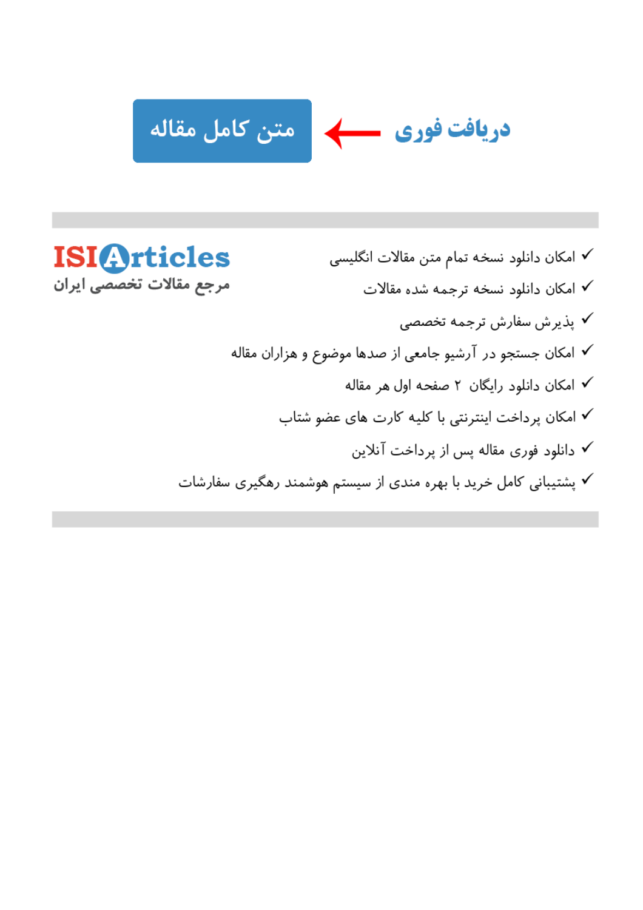دریافت فوری ← **متن کامل مقاله**

**ISIArticles**
مرجع مقالات تخصصی ایران

- ✓ امکان دانلود نسخه تمام متن مقالات انگلیسی
- ✓ امکان دانلود نسخه ترجمه شده مقالات
- ✓ پذیرش سفارش ترجمه تخصصی
- ✓ امکان جستجو در آرشیو جامعی از صدها موضوع و هزاران مقاله
- ✓ امکان دانلود رایگان ۲ صفحه اول هر مقاله
- ✓ امکان پرداخت اینترنتی با کلیه کارت های عضو شتاب
- ✓ دانلود فوری مقاله پس از پرداخت آنلاین
- ✓ پشتیبانی کامل خرید با بهره مندی از سیستم هوشمند رهگیری سفارشات